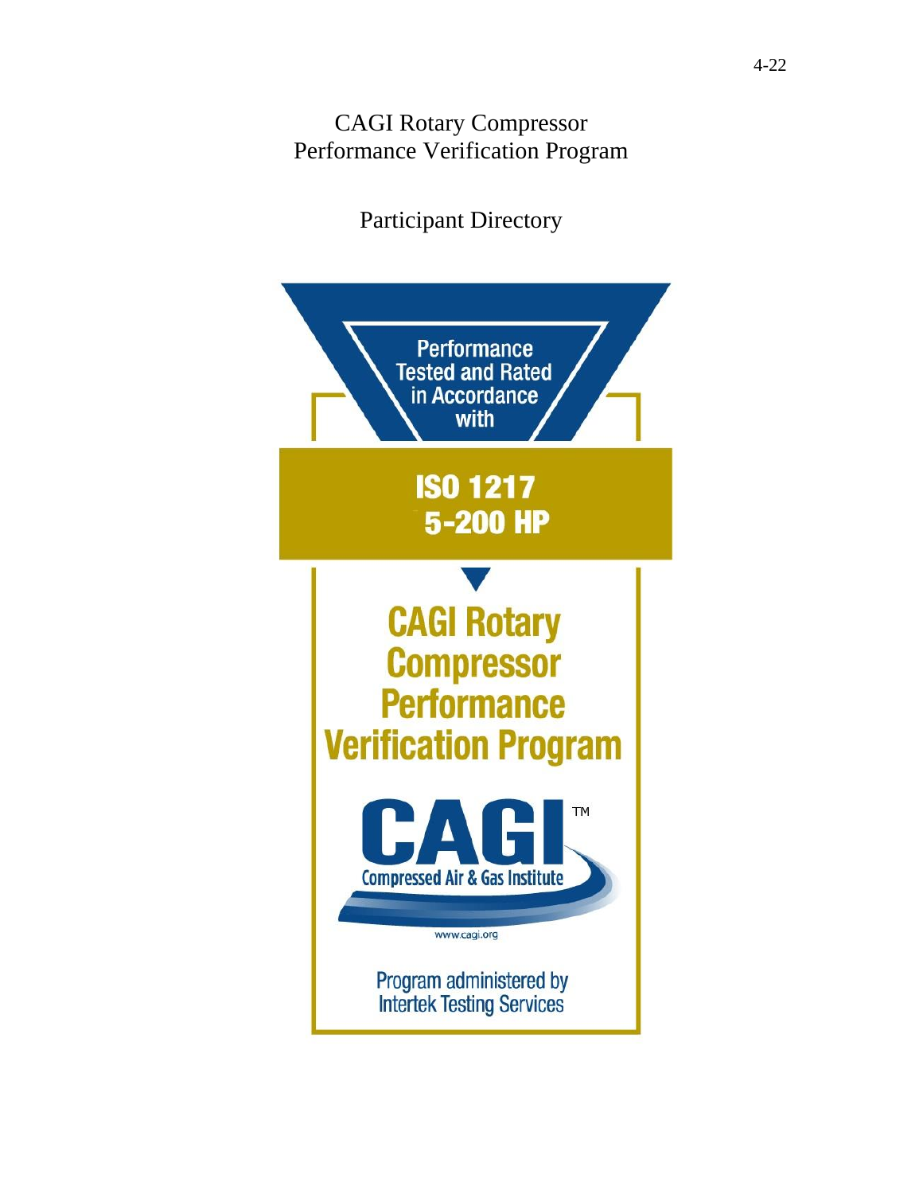# CAGI Rotary Compressor Performance Verification Program

## Participant Directory

Performance Tested and Rated in Accordance with

**ISO 1217**
**5-200 HP**

**CAGI Rotary Compressor Performance Verification Program**

**CAGI**™
Compressed Air & Gas Institute

www.cagi.org

Program administered by Intertek Testing Services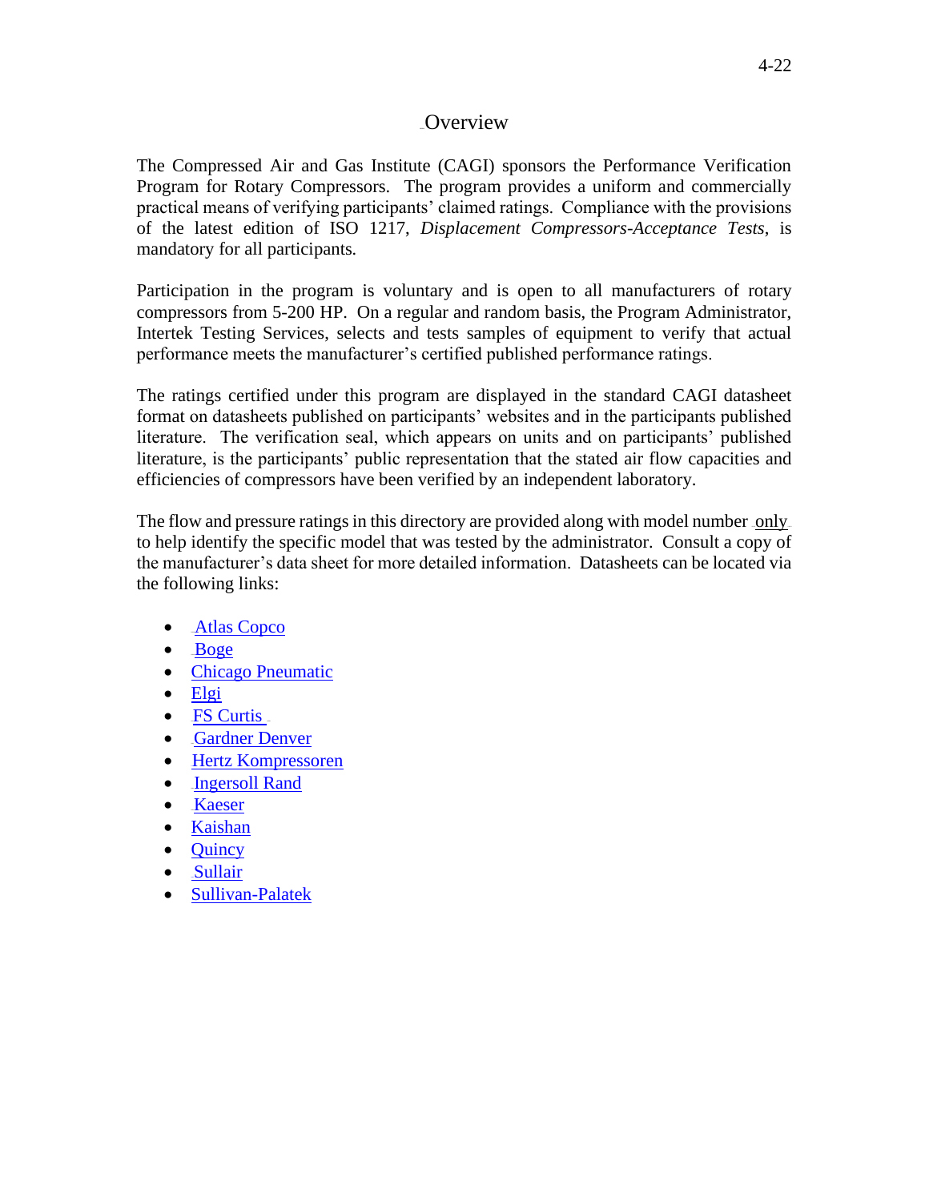# Overview

The Compressed Air and Gas Institute (CAGI) sponsors the Performance Verification Program for Rotary Compressors. The program provides a uniform and commercially practical means of verifying participants' claimed ratings. Compliance with the provisions of the latest edition of ISO 1217, *Displacement Compressors-Acceptance Tests*, is mandatory for all participants.

Participation in the program is voluntary and is open to all manufacturers of rotary compressors from 5-200 HP. On a regular and random basis, the Program Administrator, Intertek Testing Services, selects and tests samples of equipment to verify that actual performance meets the manufacturer's certified published performance ratings.

The ratings certified under this program are displayed in the standard CAGI datasheet format on datasheets published on participants' websites and in the participants published literature. The verification seal, which appears on units and on participants' published literature, is the participants' public representation that the stated air flow capacities and efficiencies of compressors have been verified by an independent laboratory.

The flow and pressure ratings in this directory are provided along with model number only to help identify the specific model that was tested by the administrator. Consult a copy of the manufacturer's data sheet for more detailed information. Datasheets can be located via the following links:

- Atlas Copco
- Boge
- Chicago Pneumatic
- Elgi
- FS Curtis
- Gardner Denver
- Hertz Kompressoren
- Ingersoll Rand
- Kaeser
- Kaishan
- Quincy
- Sullair
- Sullivan-Palatek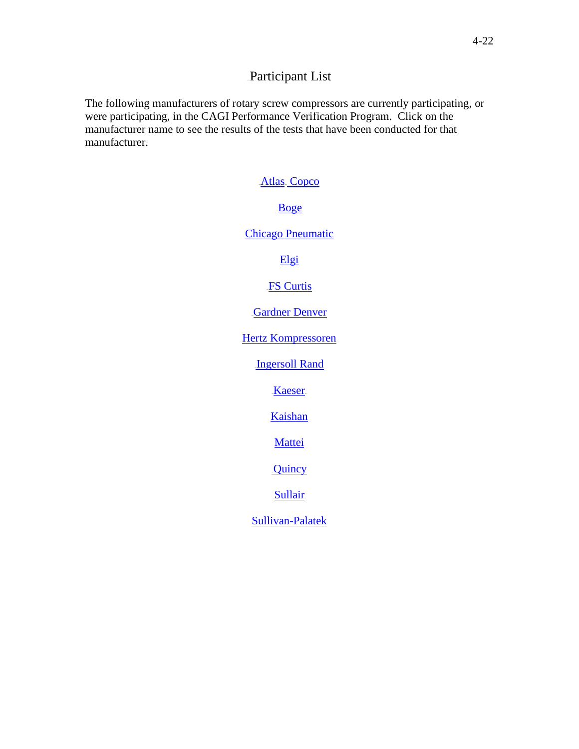# Participant List

The following manufacturers of rotary screw compressors are currently participating, or were participating, in the CAGI Performance Verification Program. Click on the manufacturer name to see the results of the tests that have been conducted for that manufacturer.

Atlas Copco

Boge

Chicago Pneumatic

Elgi

FS Curtis

Gardner Denver

Hertz Kompressoren

Ingersoll Rand

Kaeser

Kaishan

Mattei

Quincy

Sullair

Sullivan-Palatek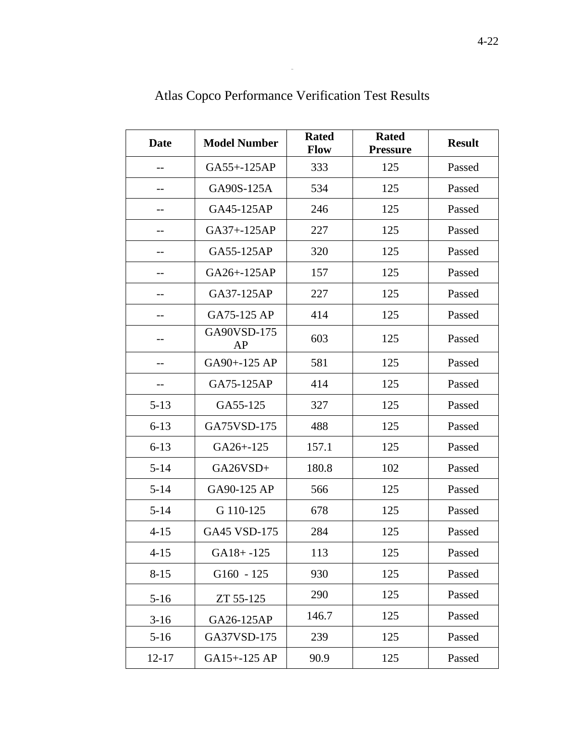# Atlas Copco Performance Verification Test Results

| Date | Model Number | Rated Flow | Rated Pressure | Result |
|---|---|---|---|---|
| -- | GA55+-125AP | 333 | 125 | Passed |
| -- | GA90S-125A | 534 | 125 | Passed |
| -- | GA45-125AP | 246 | 125 | Passed |
| -- | GA37+-125AP | 227 | 125 | Passed |
| -- | GA55-125AP | 320 | 125 | Passed |
| -- | GA26+-125AP | 157 | 125 | Passed |
| -- | GA37-125AP | 227 | 125 | Passed |
| -- | GA75-125 AP | 414 | 125 | Passed |
| -- | GA90VSD-175 AP | 603 | 125 | Passed |
| -- | GA90+-125 AP | 581 | 125 | Passed |
| -- | GA75-125AP | 414 | 125 | Passed |
| 5-13 | GA55-125 | 327 | 125 | Passed |
| 6-13 | GA75VSD-175 | 488 | 125 | Passed |
| 6-13 | GA26+-125 | 157.1 | 125 | Passed |
| 5-14 | GA26VSD+ | 180.8 | 102 | Passed |
| 5-14 | GA90-125 AP | 566 | 125 | Passed |
| 5-14 | G 110-125 | 678 | 125 | Passed |
| 4-15 | GA45 VSD-175 | 284 | 125 | Passed |
| 4-15 | GA18+ -125 | 113 | 125 | Passed |
| 8-15 | G160 - 125 | 930 | 125 | Passed |
| 5-16 | ZT 55-125 | 290 | 125 | Passed |
| 3-16 | GA26-125AP | 146.7 | 125 | Passed |
| 5-16 | GA37VSD-175 | 239 | 125 | Passed |
| 12-17 | GA15+-125 AP | 90.9 | 125 | Passed |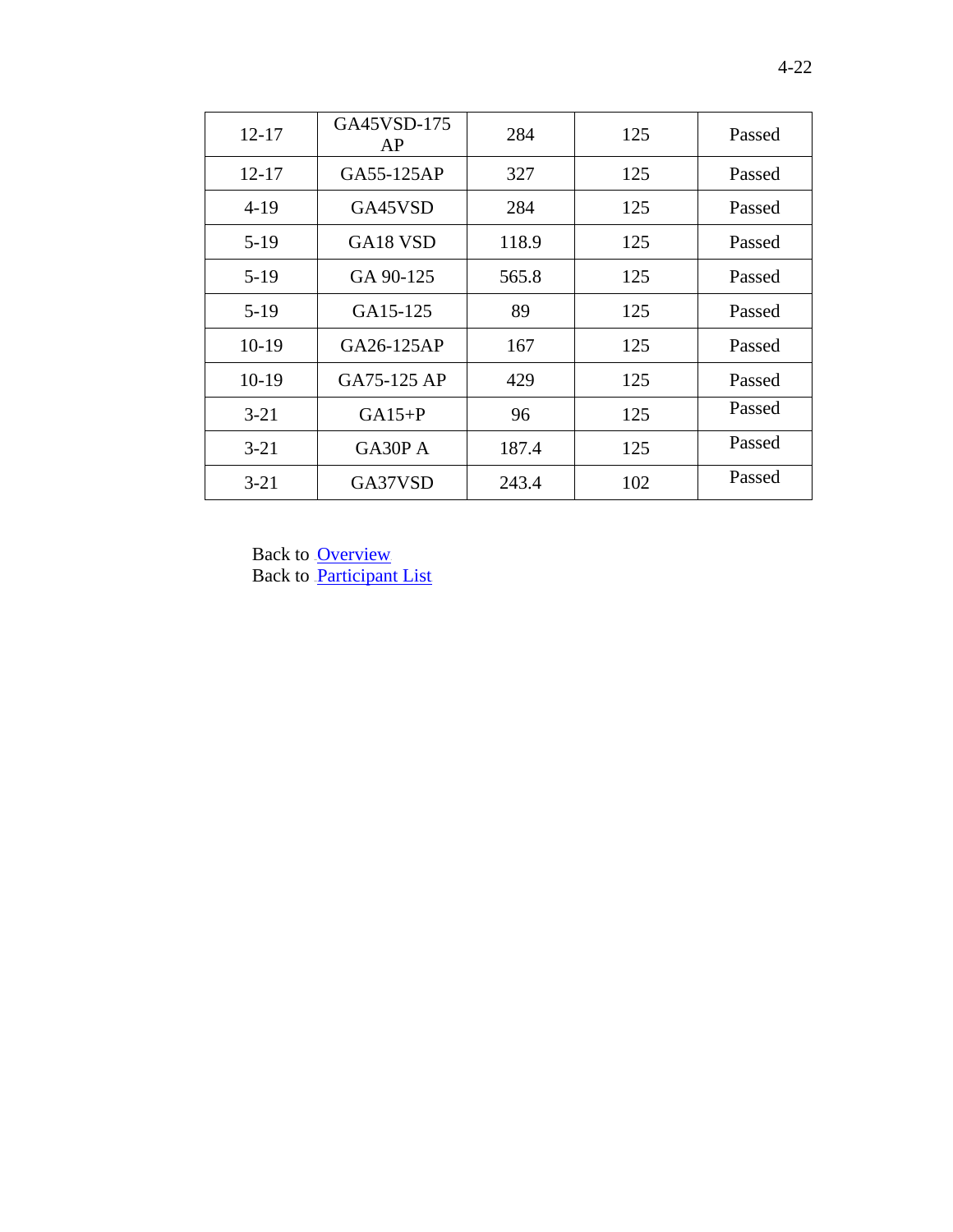| | | | | |
|---|---|---|---|---|
| 12-17 | GA45VSD-175 AP | 284 | 125 | Passed |
| 12-17 | GA55-125AP | 327 | 125 | Passed |
| 4-19 | GA45VSD | 284 | 125 | Passed |
| 5-19 | GA18 VSD | 118.9 | 125 | Passed |
| 5-19 | GA 90-125 | 565.8 | 125 | Passed |
| 5-19 | GA15-125 | 89 | 125 | Passed |
| 10-19 | GA26-125AP | 167 | 125 | Passed |
| 10-19 | GA75-125 AP | 429 | 125 | Passed |
| 3-21 | GA15+P | 96 | 125 | Passed |
| 3-21 | GA30P A | 187.4 | 125 | Passed |
| 3-21 | GA37VSD | 243.4 | 102 | Passed |

Back to Overview
Back to Participant List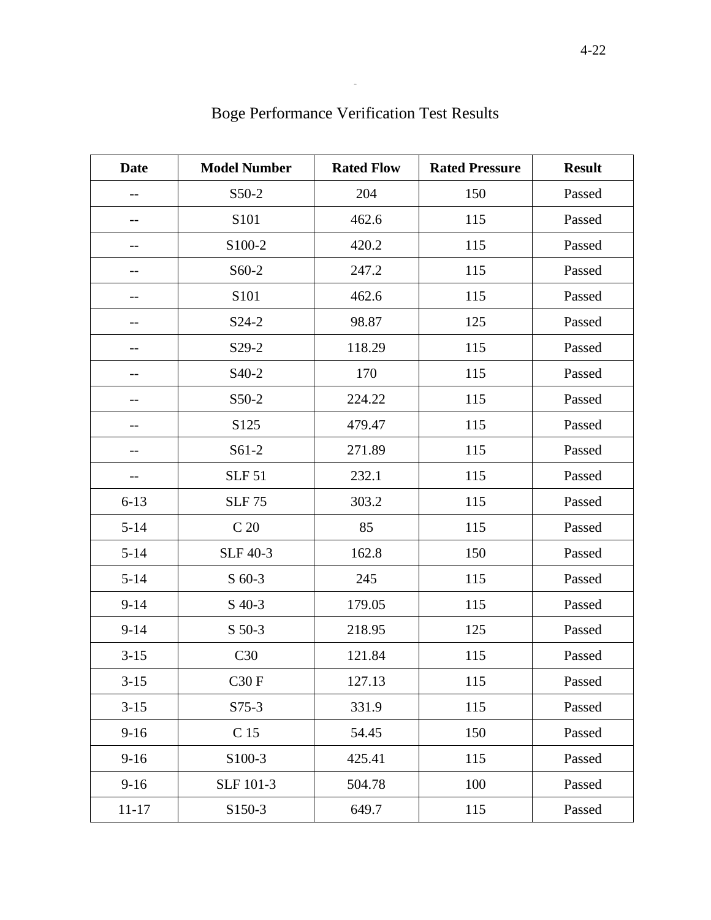# Boge Performance Verification Test Results

| Date | Model Number | Rated Flow | Rated Pressure | Result |
|---|---|---|---|---|
| -- | S50-2 | 204 | 150 | Passed |
| -- | S101 | 462.6 | 115 | Passed |
| -- | S100-2 | 420.2 | 115 | Passed |
| -- | S60-2 | 247.2 | 115 | Passed |
| -- | S101 | 462.6 | 115 | Passed |
| -- | S24-2 | 98.87 | 125 | Passed |
| -- | S29-2 | 118.29 | 115 | Passed |
| -- | S40-2 | 170 | 115 | Passed |
| -- | S50-2 | 224.22 | 115 | Passed |
| -- | S125 | 479.47 | 115 | Passed |
| -- | S61-2 | 271.89 | 115 | Passed |
| -- | SLF 51 | 232.1 | 115 | Passed |
| 6-13 | SLF 75 | 303.2 | 115 | Passed |
| 5-14 | C 20 | 85 | 115 | Passed |
| 5-14 | SLF 40-3 | 162.8 | 150 | Passed |
| 5-14 | S 60-3 | 245 | 115 | Passed |
| 9-14 | S 40-3 | 179.05 | 115 | Passed |
| 9-14 | S 50-3 | 218.95 | 125 | Passed |
| 3-15 | C30 | 121.84 | 115 | Passed |
| 3-15 | C30 F | 127.13 | 115 | Passed |
| 3-15 | S75-3 | 331.9 | 115 | Passed |
| 9-16 | C 15 | 54.45 | 150 | Passed |
| 9-16 | S100-3 | 425.41 | 115 | Passed |
| 9-16 | SLF 101-3 | 504.78 | 100 | Passed |
| 11-17 | S150-3 | 649.7 | 115 | Passed |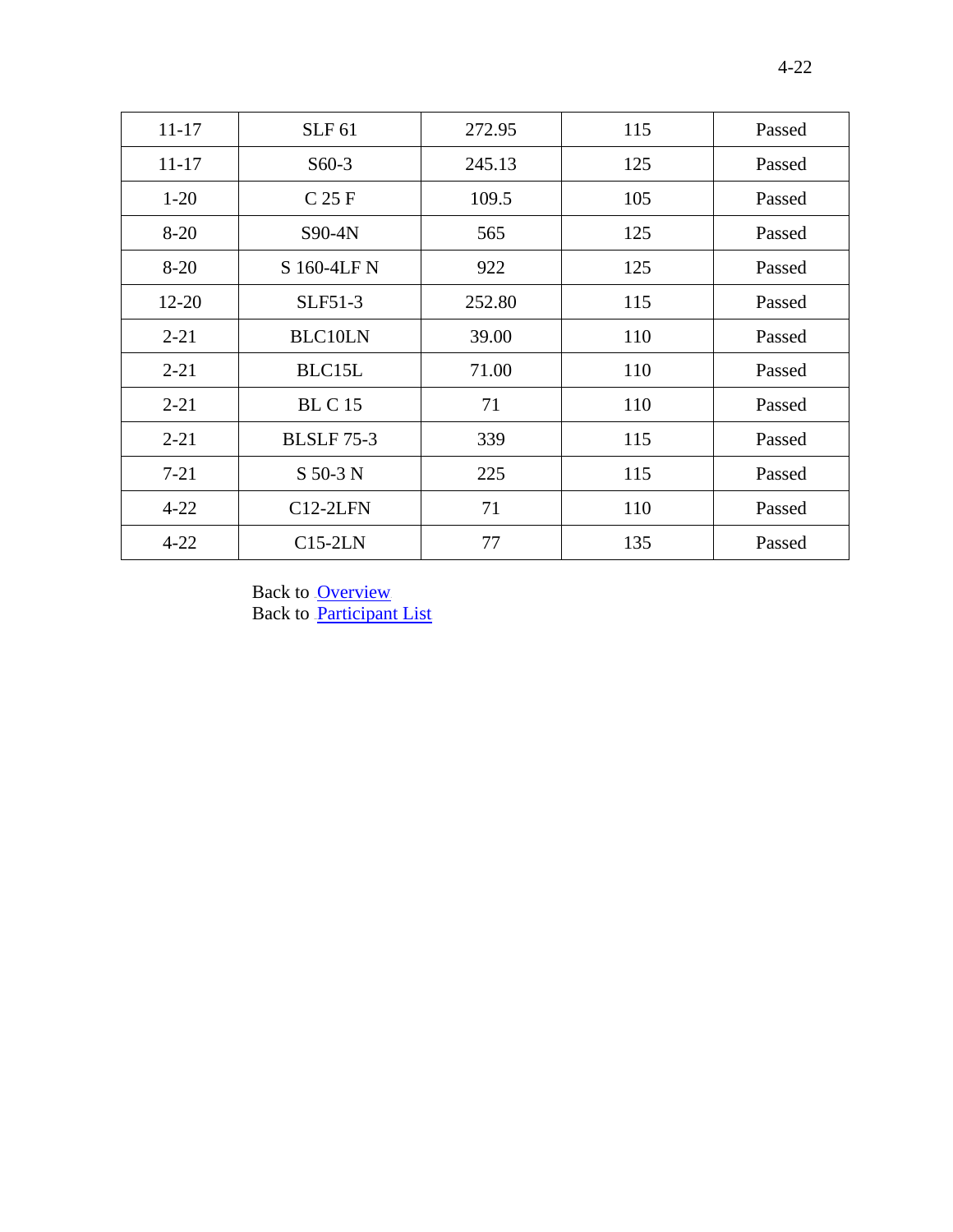| | | | | |
|---|---|---|---|---|
| 11-17 | SLF 61 | 272.95 | 115 | Passed |
| 11-17 | S60-3 | 245.13 | 125 | Passed |
| 1-20 | C 25 F | 109.5 | 105 | Passed |
| 8-20 | S90-4N | 565 | 125 | Passed |
| 8-20 | S 160-4LF N | 922 | 125 | Passed |
| 12-20 | SLF51-3 | 252.80 | 115 | Passed |
| 2-21 | BLC10LN | 39.00 | 110 | Passed |
| 2-21 | BLC15L | 71.00 | 110 | Passed |
| 2-21 | BL C 15 | 71 | 110 | Passed |
| 2-21 | BLSLF 75-3 | 339 | 115 | Passed |
| 7-21 | S 50-3 N | 225 | 115 | Passed |
| 4-22 | C12-2LFN | 71 | 110 | Passed |
| 4-22 | C15-2LN | 77 | 135 | Passed |

Back to Overview
Back to Participant List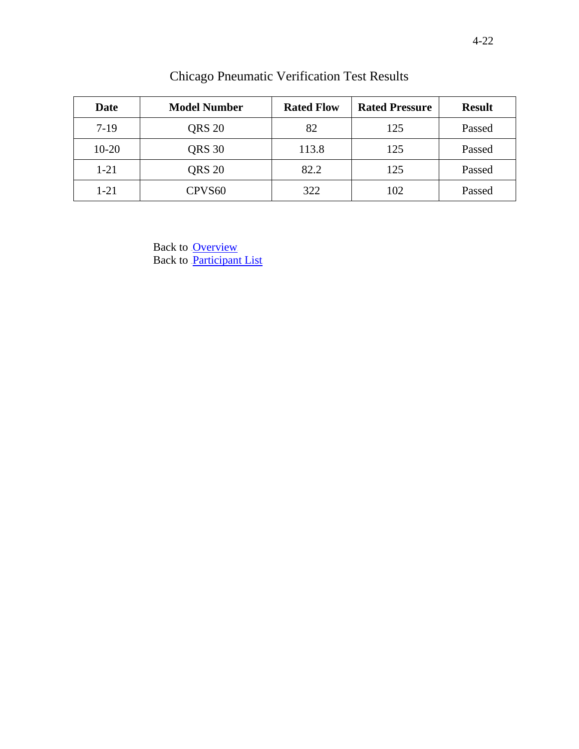# Chicago Pneumatic Verification Test Results

| Date | Model Number | Rated Flow | Rated Pressure | Result |
|---|---|---|---|---|
| 7-19 | QRS 20 | 82 | 125 | Passed |
| 10-20 | QRS 30 | 113.8 | 125 | Passed |
| 1-21 | QRS 20 | 82.2 | 125 | Passed |
| 1-21 | CPVS60 | 322 | 102 | Passed |

Back to Overview
Back to Participant List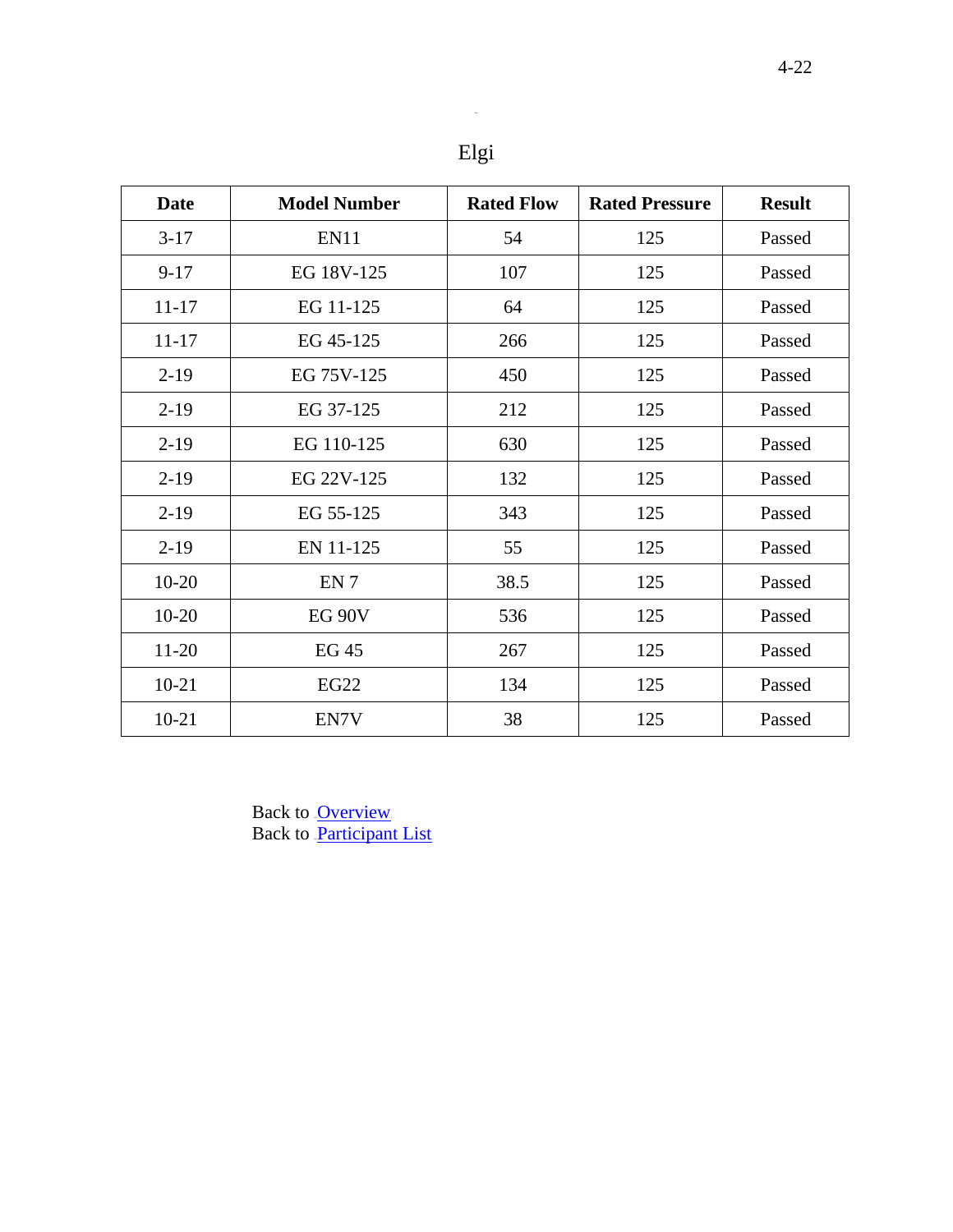# Elgi

| Date | Model Number | Rated Flow | Rated Pressure | Result |
|---|---|---|---|---|
| 3-17 | EN11 | 54 | 125 | Passed |
| 9-17 | EG 18V-125 | 107 | 125 | Passed |
| 11-17 | EG 11-125 | 64 | 125 | Passed |
| 11-17 | EG 45-125 | 266 | 125 | Passed |
| 2-19 | EG 75V-125 | 450 | 125 | Passed |
| 2-19 | EG 37-125 | 212 | 125 | Passed |
| 2-19 | EG 110-125 | 630 | 125 | Passed |
| 2-19 | EG 22V-125 | 132 | 125 | Passed |
| 2-19 | EG 55-125 | 343 | 125 | Passed |
| 2-19 | EN 11-125 | 55 | 125 | Passed |
| 10-20 | EN 7 | 38.5 | 125 | Passed |
| 10-20 | EG 90V | 536 | 125 | Passed |
| 11-20 | EG 45 | 267 | 125 | Passed |
| 10-21 | EG22 | 134 | 125 | Passed |
| 10-21 | EN7V | 38 | 125 | Passed |

Back to Overview
Back to Participant List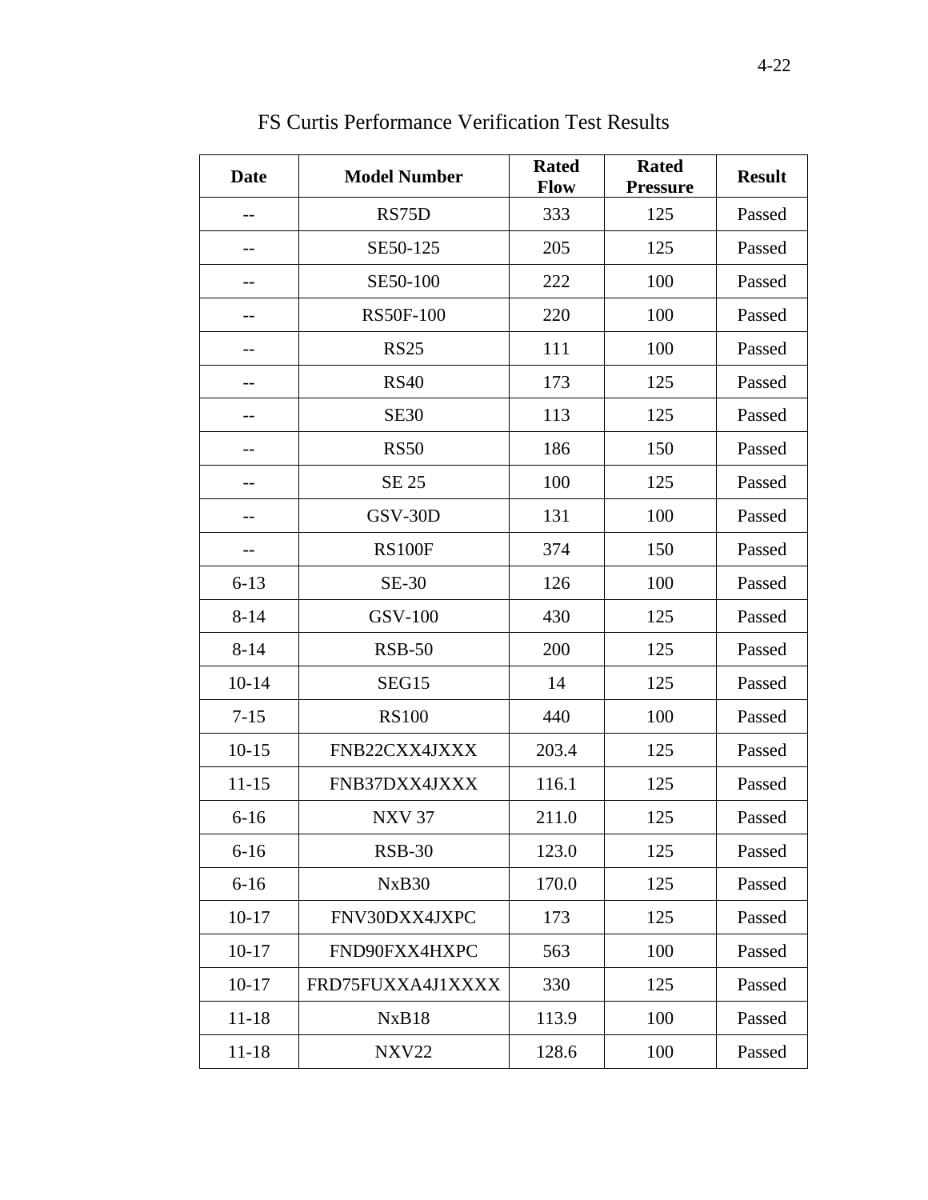# FS Curtis Performance Verification Test Results

| Date | Model Number | Rated Flow | Rated Pressure | Result |
|---|---|---|---|---|
| -- | RS75D | 333 | 125 | Passed |
| -- | SE50-125 | 205 | 125 | Passed |
| -- | SE50-100 | 222 | 100 | Passed |
| -- | RS50F-100 | 220 | 100 | Passed |
| -- | RS25 | 111 | 100 | Passed |
| -- | RS40 | 173 | 125 | Passed |
| -- | SE30 | 113 | 125 | Passed |
| -- | RS50 | 186 | 150 | Passed |
| -- | SE 25 | 100 | 125 | Passed |
| -- | GSV-30D | 131 | 100 | Passed |
| -- | RS100F | 374 | 150 | Passed |
| 6-13 | SE-30 | 126 | 100 | Passed |
| 8-14 | GSV-100 | 430 | 125 | Passed |
| 8-14 | RSB-50 | 200 | 125 | Passed |
| 10-14 | SEG15 | 14 | 125 | Passed |
| 7-15 | RS100 | 440 | 100 | Passed |
| 10-15 | FNB22CXX4JXXX | 203.4 | 125 | Passed |
| 11-15 | FNB37DXX4JXXX | 116.1 | 125 | Passed |
| 6-16 | NXV 37 | 211.0 | 125 | Passed |
| 6-16 | RSB-30 | 123.0 | 125 | Passed |
| 6-16 | NxB30 | 170.0 | 125 | Passed |
| 10-17 | FNV30DXX4JXPC | 173 | 125 | Passed |
| 10-17 | FND90FXX4HXPC | 563 | 100 | Passed |
| 10-17 | FRD75FUXXA4J1XXXX | 330 | 125 | Passed |
| 11-18 | NxB18 | 113.9 | 100 | Passed |
| 11-18 | NXV22 | 128.6 | 100 | Passed |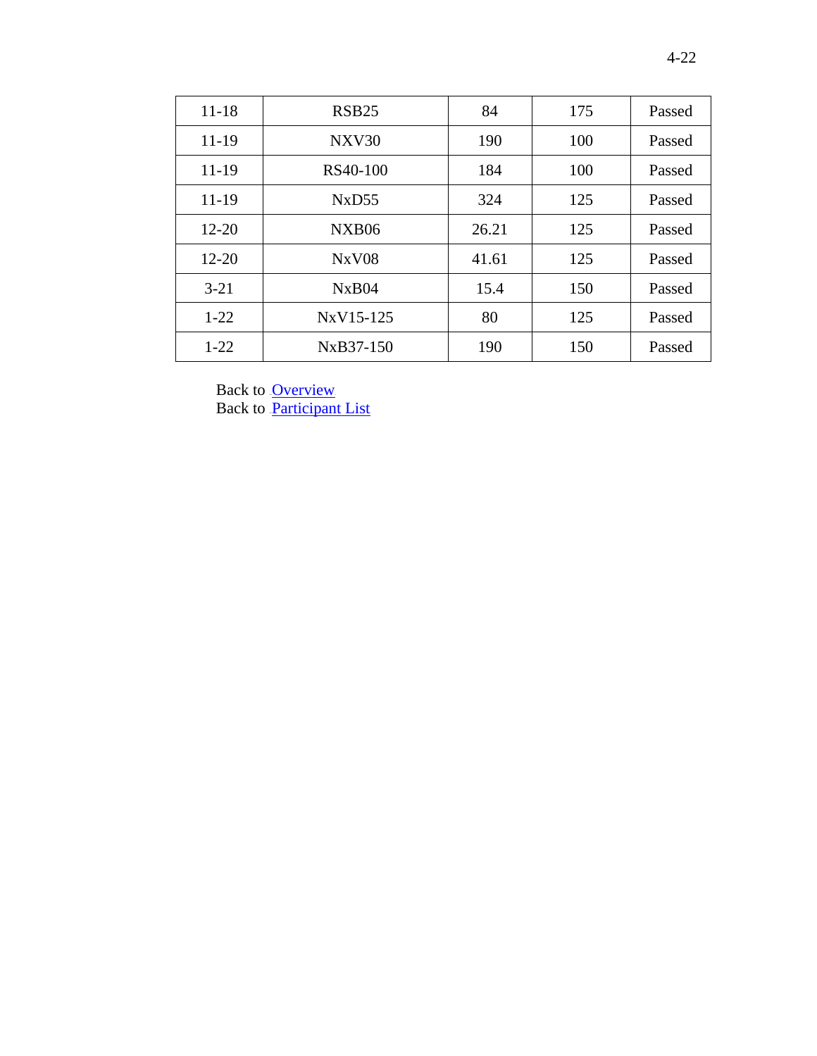| | | | | |
|---|---|---|---|---|
| 11-18 | RSB25 | 84 | 175 | Passed |
| 11-19 | NXV30 | 190 | 100 | Passed |
| 11-19 | RS40-100 | 184 | 100 | Passed |
| 11-19 | NxD55 | 324 | 125 | Passed |
| 12-20 | NXB06 | 26.21 | 125 | Passed |
| 12-20 | NxV08 | 41.61 | 125 | Passed |
| 3-21 | NxB04 | 15.4 | 150 | Passed |
| 1-22 | NxV15-125 | 80 | 125 | Passed |
| 1-22 | NxB37-150 | 190 | 150 | Passed |

Back to Overview
Back to Participant List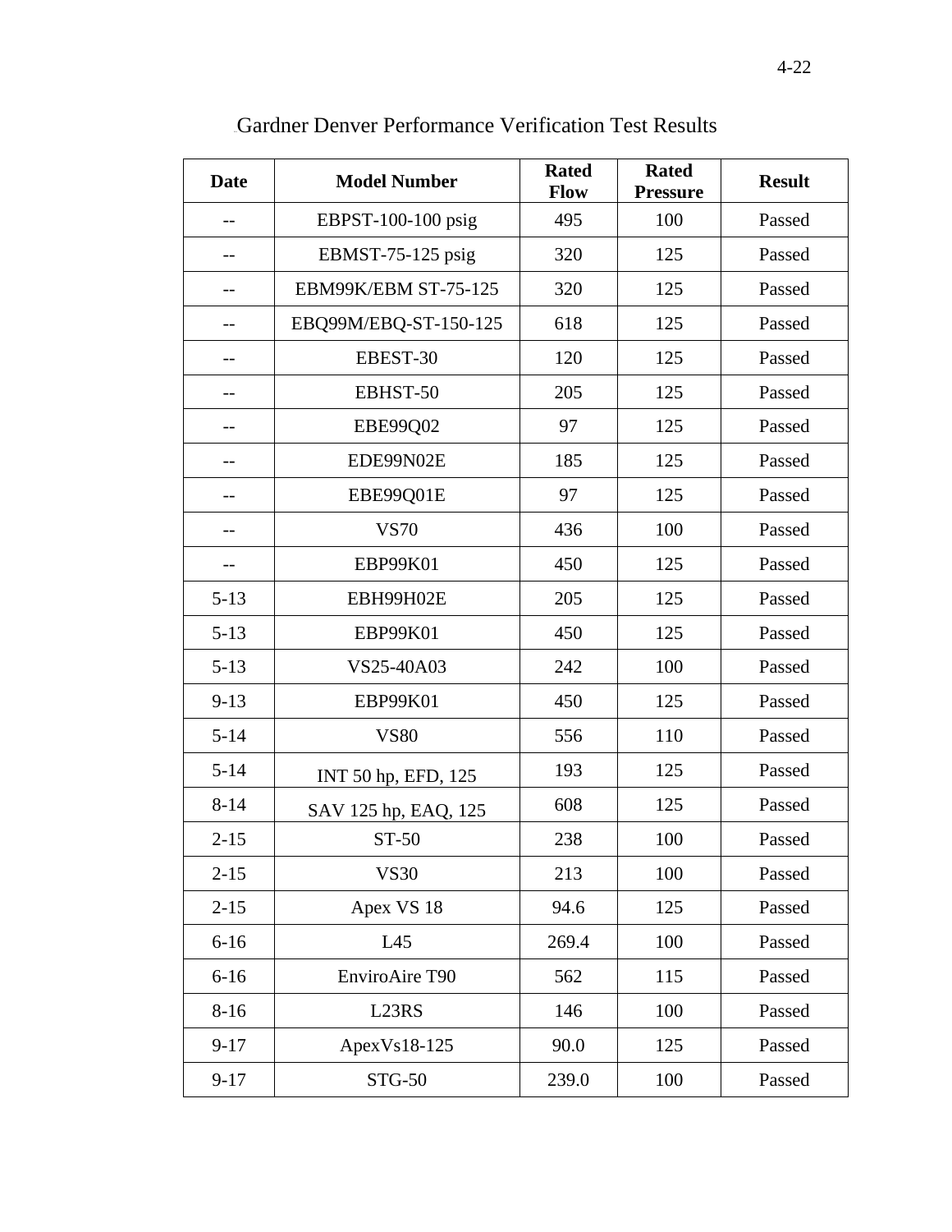Gardner Denver Performance Verification Test Results

| Date | Model Number | Rated Flow | Rated Pressure | Result |
|---|---|---|---|---|
| -- | EBPST-100-100 psig | 495 | 100 | Passed |
| -- | EBMST-75-125 psig | 320 | 125 | Passed |
| -- | EBM99K/EBM ST-75-125 | 320 | 125 | Passed |
| -- | EBQ99M/EBQ-ST-150-125 | 618 | 125 | Passed |
| -- | EBEST-30 | 120 | 125 | Passed |
| -- | EBHST-50 | 205 | 125 | Passed |
| -- | EBE99Q02 | 97 | 125 | Passed |
| -- | EDE99N02E | 185 | 125 | Passed |
| -- | EBE99Q01E | 97 | 125 | Passed |
| -- | VS70 | 436 | 100 | Passed |
| -- | EBP99K01 | 450 | 125 | Passed |
| 5-13 | EBH99H02E | 205 | 125 | Passed |
| 5-13 | EBP99K01 | 450 | 125 | Passed |
| 5-13 | VS25-40A03 | 242 | 100 | Passed |
| 9-13 | EBP99K01 | 450 | 125 | Passed |
| 5-14 | VS80 | 556 | 110 | Passed |
| 5-14 | INT 50 hp, EFD, 125 | 193 | 125 | Passed |
| 8-14 | SAV 125 hp, EAQ, 125 | 608 | 125 | Passed |
| 2-15 | ST-50 | 238 | 100 | Passed |
| 2-15 | VS30 | 213 | 100 | Passed |
| 2-15 | Apex VS 18 | 94.6 | 125 | Passed |
| 6-16 | L45 | 269.4 | 100 | Passed |
| 6-16 | EnviroAire T90 | 562 | 115 | Passed |
| 8-16 | L23RS | 146 | 100 | Passed |
| 9-17 | ApexVs18-125 | 90.0 | 125 | Passed |
| 9-17 | STG-50 | 239.0 | 100 | Passed |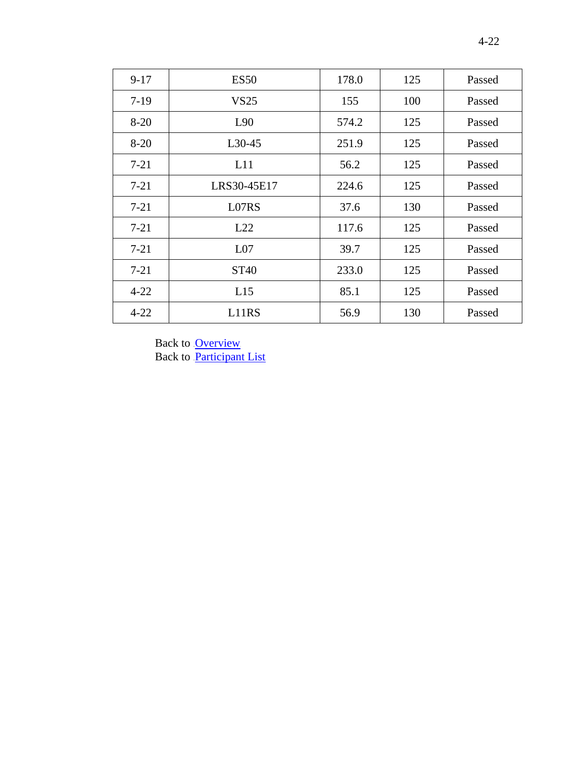| 9-17 | ES50 | 178.0 | 125 | Passed |
|---|---|---|---|---|
| 7-19 | VS25 | 155 | 100 | Passed |
| 8-20 | L90 | 574.2 | 125 | Passed |
| 8-20 | L30-45 | 251.9 | 125 | Passed |
| 7-21 | L11 | 56.2 | 125 | Passed |
| 7-21 | LRS30-45E17 | 224.6 | 125 | Passed |
| 7-21 | L07RS | 37.6 | 130 | Passed |
| 7-21 | L22 | 117.6 | 125 | Passed |
| 7-21 | L07 | 39.7 | 125 | Passed |
| 7-21 | ST40 | 233.0 | 125 | Passed |
| 4-22 | L15 | 85.1 | 125 | Passed |
| 4-22 | L11RS | 56.9 | 130 | Passed |

Back to Overview
Back to Participant List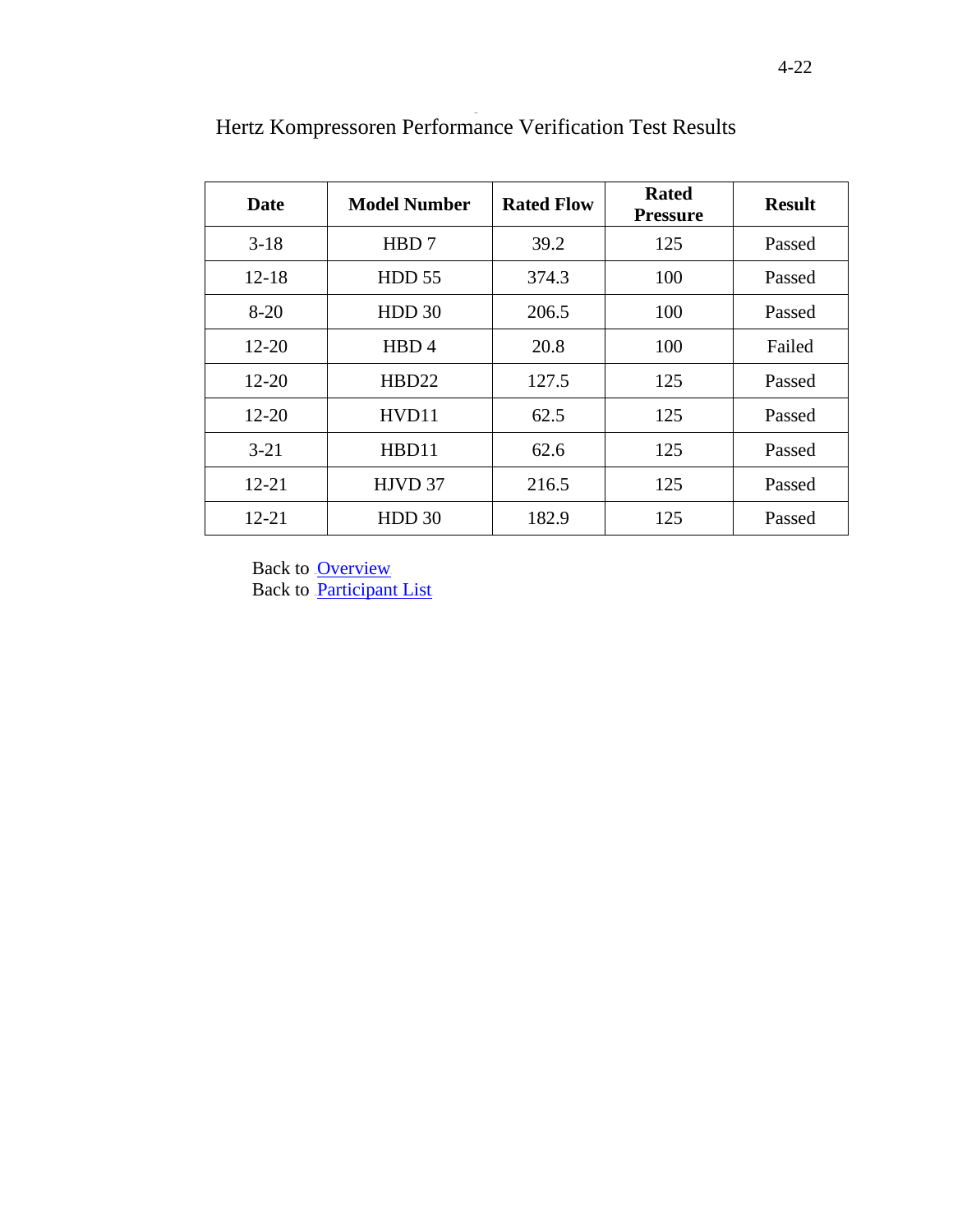# Hertz Kompressoren Performance Verification Test Results

| Date | Model Number | Rated Flow | Rated Pressure | Result |
|---|---|---|---|---|
| 3-18 | HBD 7 | 39.2 | 125 | Passed |
| 12-18 | HDD 55 | 374.3 | 100 | Passed |
| 8-20 | HDD 30 | 206.5 | 100 | Passed |
| 12-20 | HBD 4 | 20.8 | 100 | Failed |
| 12-20 | HBD22 | 127.5 | 125 | Passed |
| 12-20 | HVD11 | 62.5 | 125 | Passed |
| 3-21 | HBD11 | 62.6 | 125 | Passed |
| 12-21 | HJVD 37 | 216.5 | 125 | Passed |
| 12-21 | HDD 30 | 182.9 | 125 | Passed |

Back to Overview
Back to Participant List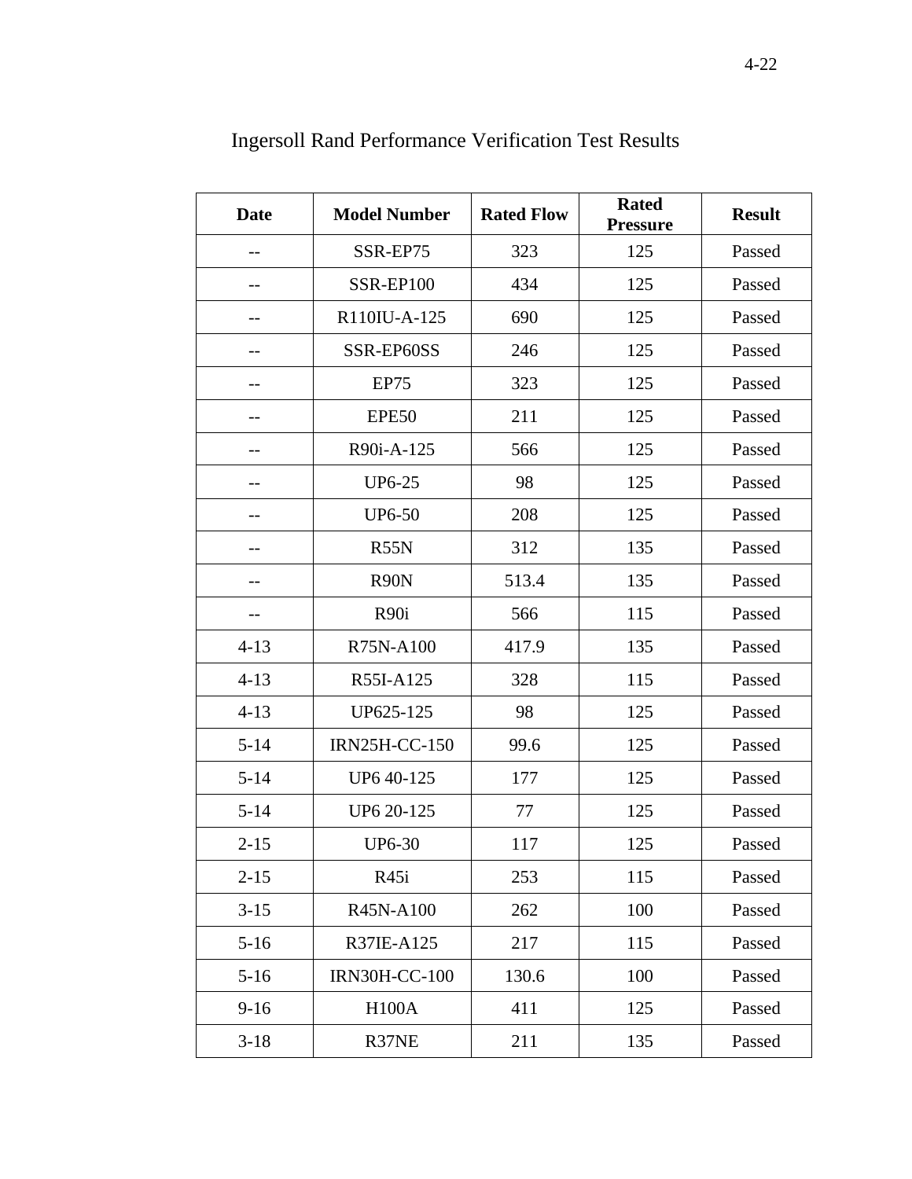# Ingersoll Rand Performance Verification Test Results

| Date | Model Number | Rated Flow | Rated Pressure | Result |
|---|---|---|---|---|
| -- | SSR-EP75 | 323 | 125 | Passed |
| -- | SSR-EP100 | 434 | 125 | Passed |
| -- | R110IU-A-125 | 690 | 125 | Passed |
| -- | SSR-EP60SS | 246 | 125 | Passed |
| -- | EP75 | 323 | 125 | Passed |
| -- | EPE50 | 211 | 125 | Passed |
| -- | R90i-A-125 | 566 | 125 | Passed |
| -- | UP6-25 | 98 | 125 | Passed |
| -- | UP6-50 | 208 | 125 | Passed |
| -- | R55N | 312 | 135 | Passed |
| -- | R90N | 513.4 | 135 | Passed |
| -- | R90i | 566 | 115 | Passed |
| 4-13 | R75N-A100 | 417.9 | 135 | Passed |
| 4-13 | R55I-A125 | 328 | 115 | Passed |
| 4-13 | UP625-125 | 98 | 125 | Passed |
| 5-14 | IRN25H-CC-150 | 99.6 | 125 | Passed |
| 5-14 | UP6 40-125 | 177 | 125 | Passed |
| 5-14 | UP6 20-125 | 77 | 125 | Passed |
| 2-15 | UP6-30 | 117 | 125 | Passed |
| 2-15 | R45i | 253 | 115 | Passed |
| 3-15 | R45N-A100 | 262 | 100 | Passed |
| 5-16 | R37IE-A125 | 217 | 115 | Passed |
| 5-16 | IRN30H-CC-100 | 130.6 | 100 | Passed |
| 9-16 | H100A | 411 | 125 | Passed |
| 3-18 | R37NE | 211 | 135 | Passed |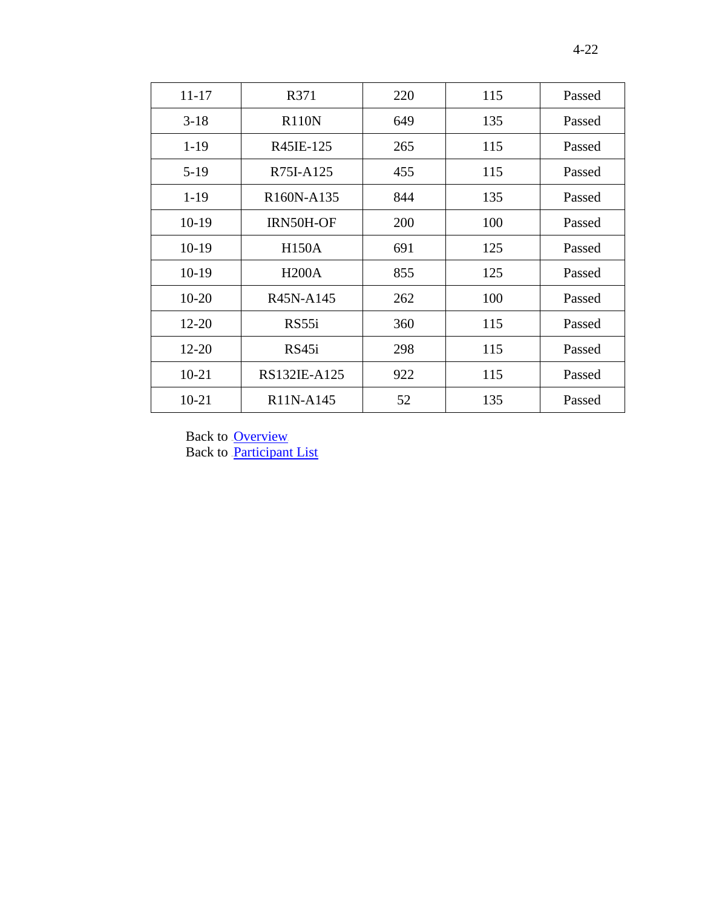| | | | | |
|---|---|---|---|---|
| 11-17 | R371 | 220 | 115 | Passed |
| 3-18 | R110N | 649 | 135 | Passed |
| 1-19 | R45IE-125 | 265 | 115 | Passed |
| 5-19 | R75I-A125 | 455 | 115 | Passed |
| 1-19 | R160N-A135 | 844 | 135 | Passed |
| 10-19 | IRN50H-OF | 200 | 100 | Passed |
| 10-19 | H150A | 691 | 125 | Passed |
| 10-19 | H200A | 855 | 125 | Passed |
| 10-20 | R45N-A145 | 262 | 100 | Passed |
| 12-20 | RS55i | 360 | 115 | Passed |
| 12-20 | RS45i | 298 | 115 | Passed |
| 10-21 | RS132IE-A125 | 922 | 115 | Passed |
| 10-21 | R11N-A145 | 52 | 135 | Passed |

Back to Overview
Back to Participant List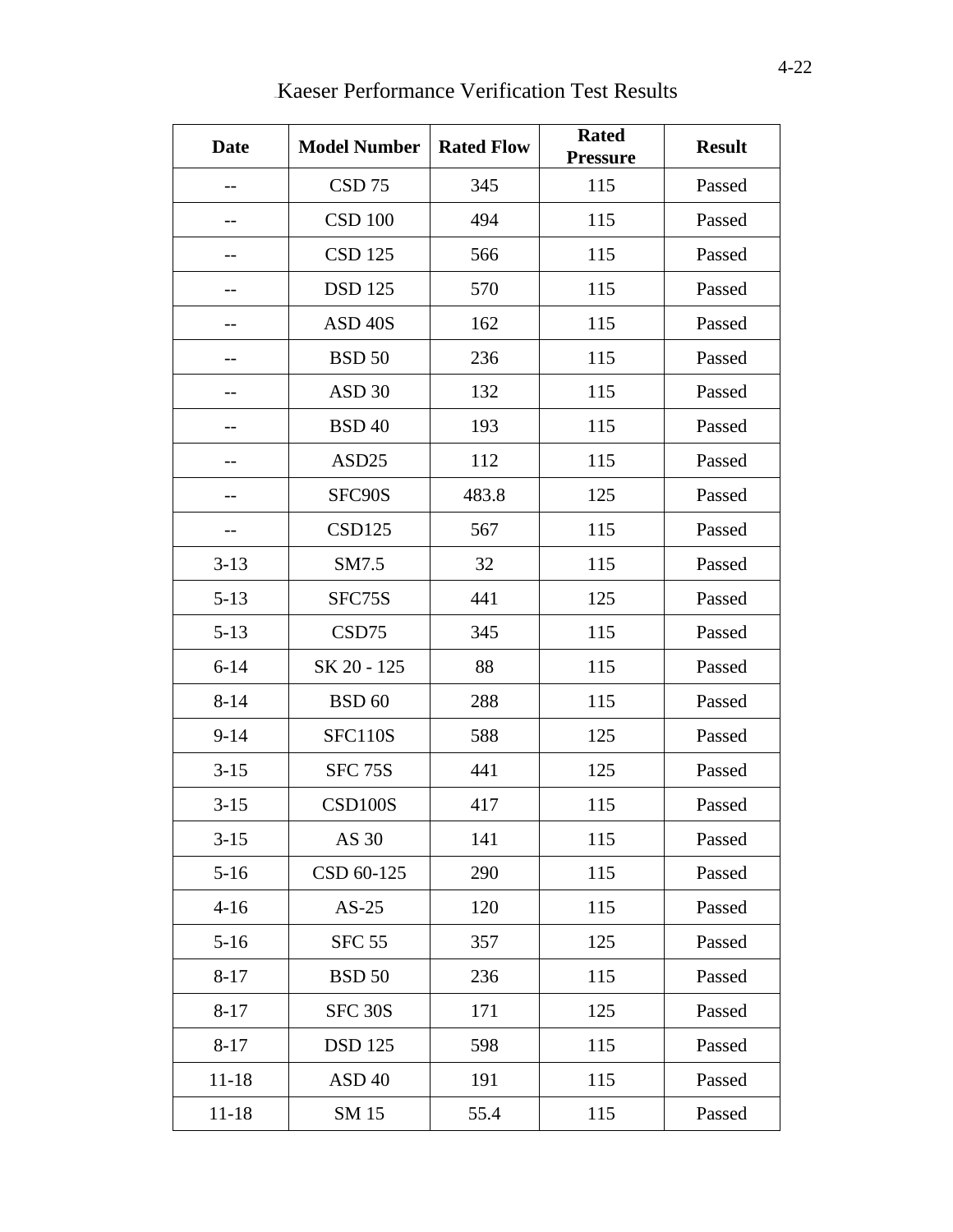## Kaeser Performance Verification Test Results

| Date | Model Number | Rated Flow | Rated Pressure | Result |
|---|---|---|---|---|
| -- | CSD 75 | 345 | 115 | Passed |
| -- | CSD 100 | 494 | 115 | Passed |
| -- | CSD 125 | 566 | 115 | Passed |
| -- | DSD 125 | 570 | 115 | Passed |
| -- | ASD 40S | 162 | 115 | Passed |
| -- | BSD 50 | 236 | 115 | Passed |
| -- | ASD 30 | 132 | 115 | Passed |
| -- | BSD 40 | 193 | 115 | Passed |
| -- | ASD25 | 112 | 115 | Passed |
| -- | SFC90S | 483.8 | 125 | Passed |
| -- | CSD125 | 567 | 115 | Passed |
| 3-13 | SM7.5 | 32 | 115 | Passed |
| 5-13 | SFC75S | 441 | 125 | Passed |
| 5-13 | CSD75 | 345 | 115 | Passed |
| 6-14 | SK 20 - 125 | 88 | 115 | Passed |
| 8-14 | BSD 60 | 288 | 115 | Passed |
| 9-14 | SFC110S | 588 | 125 | Passed |
| 3-15 | SFC 75S | 441 | 125 | Passed |
| 3-15 | CSD100S | 417 | 115 | Passed |
| 3-15 | AS 30 | 141 | 115 | Passed |
| 5-16 | CSD 60-125 | 290 | 115 | Passed |
| 4-16 | AS-25 | 120 | 115 | Passed |
| 5-16 | SFC 55 | 357 | 125 | Passed |
| 8-17 | BSD 50 | 236 | 115 | Passed |
| 8-17 | SFC 30S | 171 | 125 | Passed |
| 8-17 | DSD 125 | 598 | 115 | Passed |
| 11-18 | ASD 40 | 191 | 115 | Passed |
| 11-18 | SM 15 | 55.4 | 115 | Passed |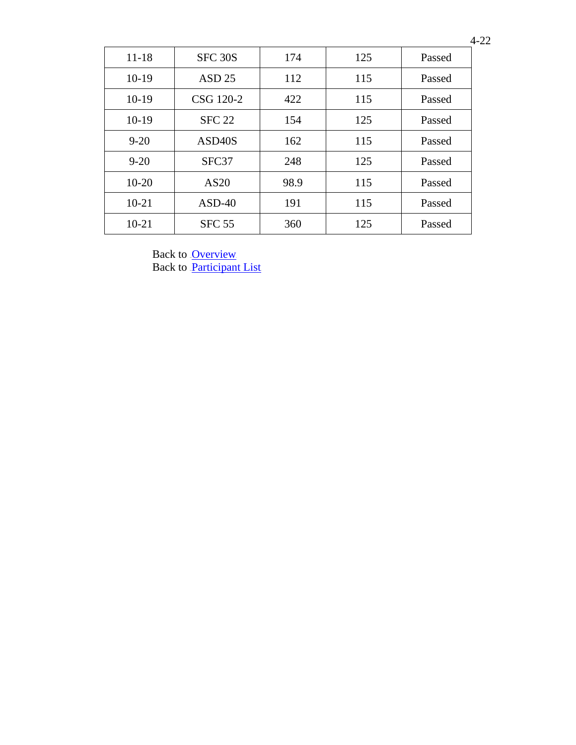| | | | | |
|---|---|---|---|---|
| 11-18 | SFC 30S | 174 | 125 | Passed |
| 10-19 | ASD 25 | 112 | 115 | Passed |
| 10-19 | CSG 120-2 | 422 | 115 | Passed |
| 10-19 | SFC 22 | 154 | 125 | Passed |
| 9-20 | ASD40S | 162 | 115 | Passed |
| 9-20 | SFC37 | 248 | 125 | Passed |
| 10-20 | AS20 | 98.9 | 115 | Passed |
| 10-21 | ASD-40 | 191 | 115 | Passed |
| 10-21 | SFC 55 | 360 | 125 | Passed |

Back to Overview
Back to Participant List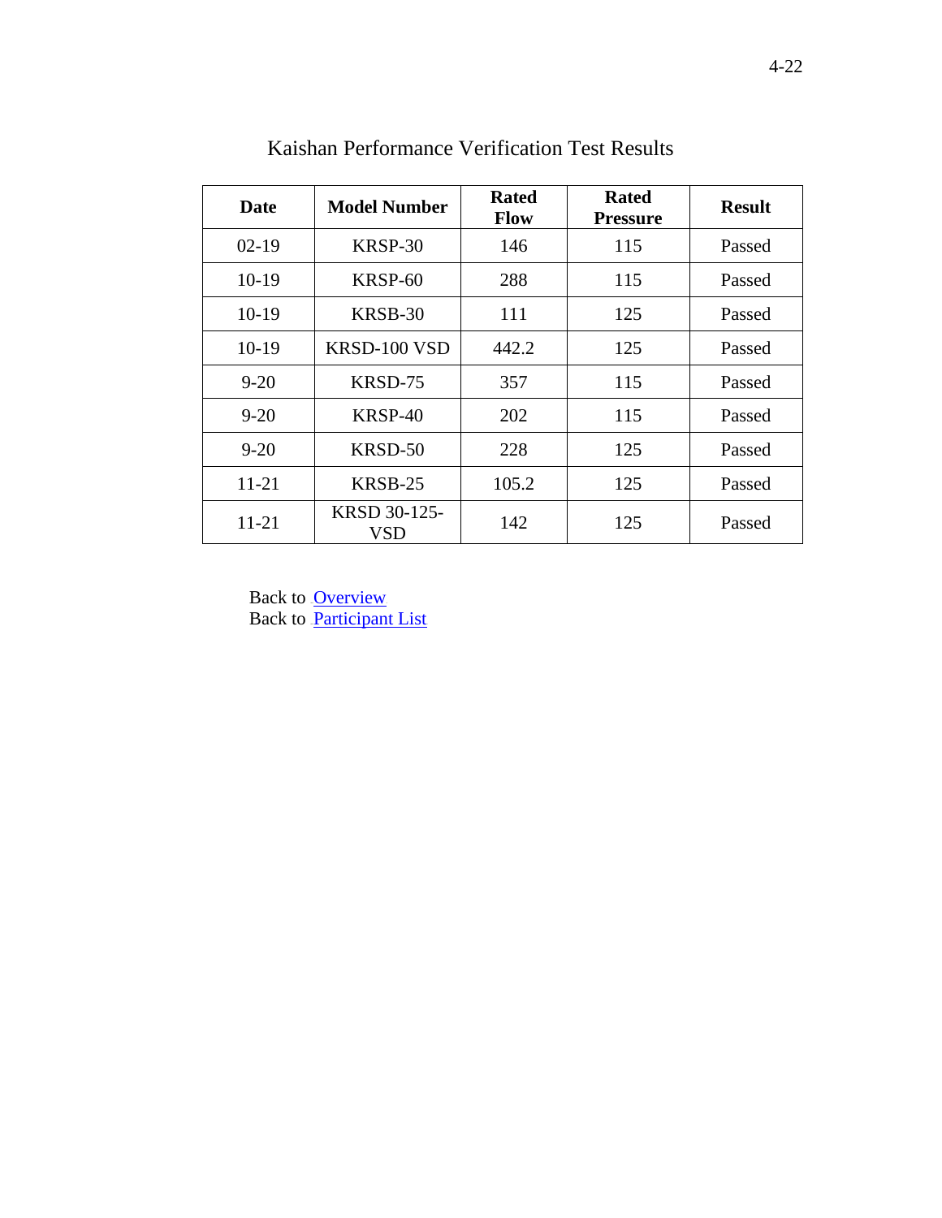## Kaishan Performance Verification Test Results

| Date | Model Number | Rated Flow | Rated Pressure | Result |
|---|---|---|---|---|
| 02-19 | KRSP-30 | 146 | 115 | Passed |
| 10-19 | KRSP-60 | 288 | 115 | Passed |
| 10-19 | KRSB-30 | 111 | 125 | Passed |
| 10-19 | KRSD-100 VSD | 442.2 | 125 | Passed |
| 9-20 | KRSD-75 | 357 | 115 | Passed |
| 9-20 | KRSP-40 | 202 | 115 | Passed |
| 9-20 | KRSD-50 | 228 | 125 | Passed |
| 11-21 | KRSB-25 | 105.2 | 125 | Passed |
| 11-21 | KRSD 30-125-VSD | 142 | 125 | Passed |

Back to Overview
Back to Participant List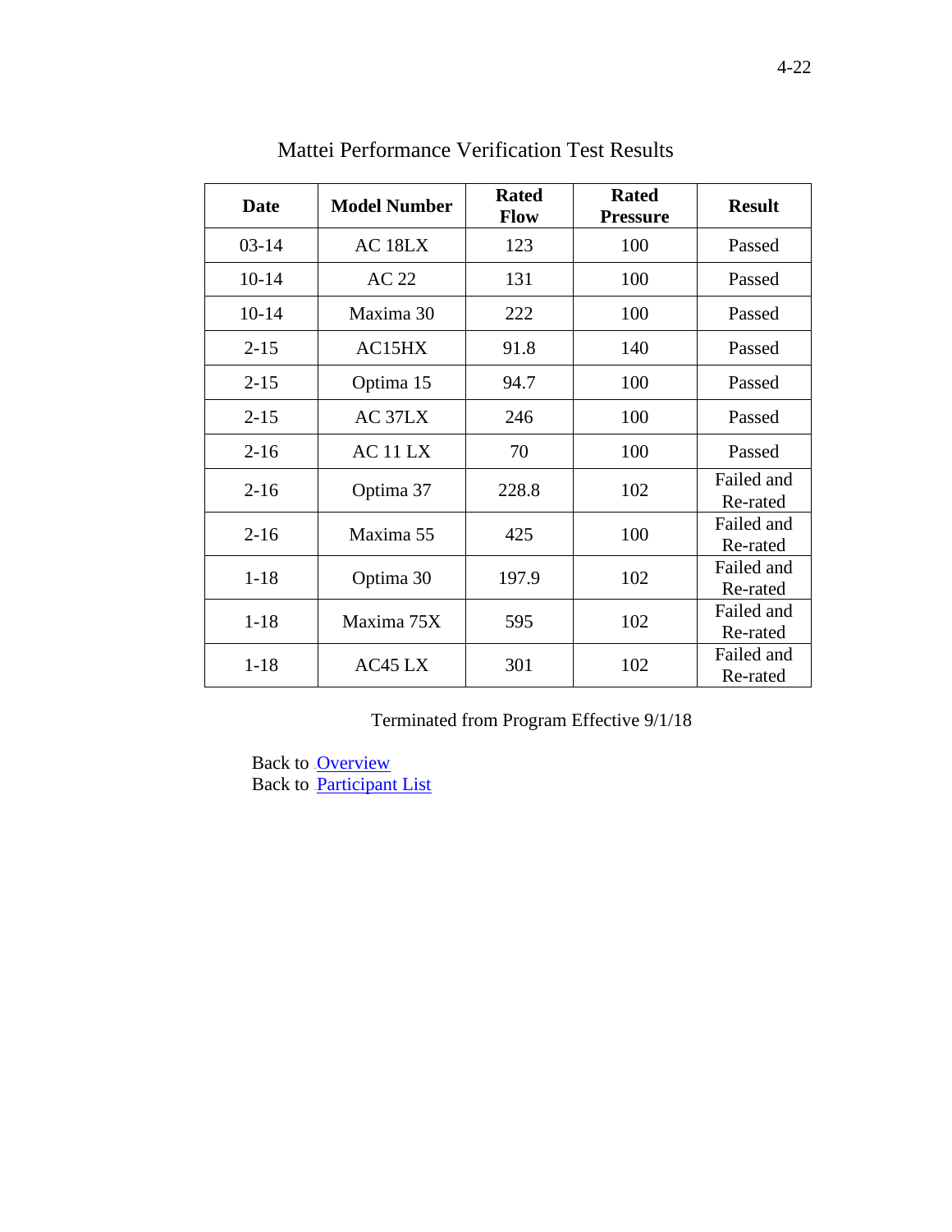## Mattei Performance Verification Test Results

| Date | Model Number | Rated Flow | Rated Pressure | Result |
|---|---|---|---|---|
| 03-14 | AC 18LX | 123 | 100 | Passed |
| 10-14 | AC 22 | 131 | 100 | Passed |
| 10-14 | Maxima 30 | 222 | 100 | Passed |
| 2-15 | AC15HX | 91.8 | 140 | Passed |
| 2-15 | Optima 15 | 94.7 | 100 | Passed |
| 2-15 | AC 37LX | 246 | 100 | Passed |
| 2-16 | AC 11 LX | 70 | 100 | Passed |
| 2-16 | Optima 37 | 228.8 | 102 | Failed and Re-rated |
| 2-16 | Maxima 55 | 425 | 100 | Failed and Re-rated |
| 1-18 | Optima 30 | 197.9 | 102 | Failed and Re-rated |
| 1-18 | Maxima 75X | 595 | 102 | Failed and Re-rated |
| 1-18 | AC45 LX | 301 | 102 | Failed and Re-rated |

Terminated from Program Effective 9/1/18

Back to Overview
Back to Participant List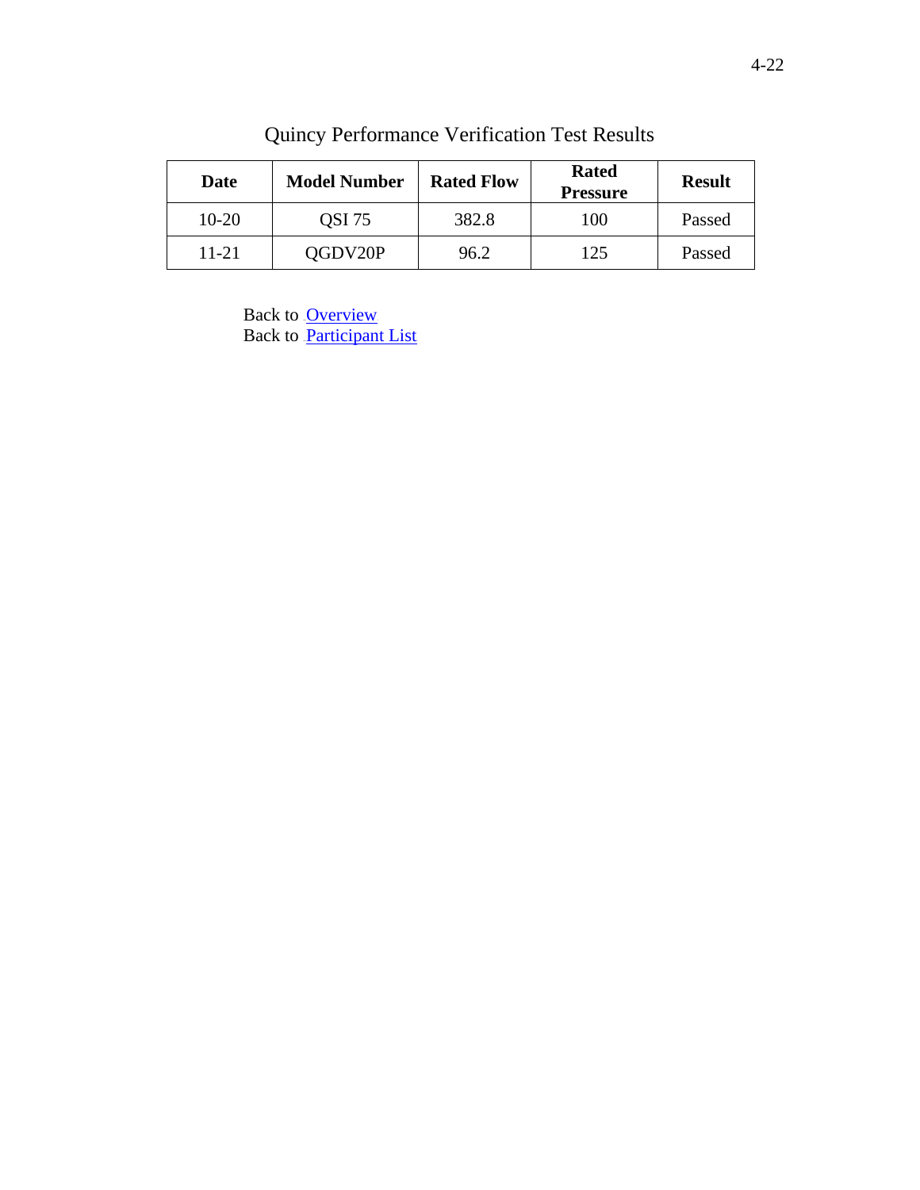# Quincy Performance Verification Test Results

| Date | Model Number | Rated Flow | Rated Pressure | Result |
|---|---|---|---|---|
| 10-20 | QSI 75 | 382.8 | 100 | Passed |
| 11-21 | QGDV20P | 96.2 | 125 | Passed |

Back to Overview
Back to Participant List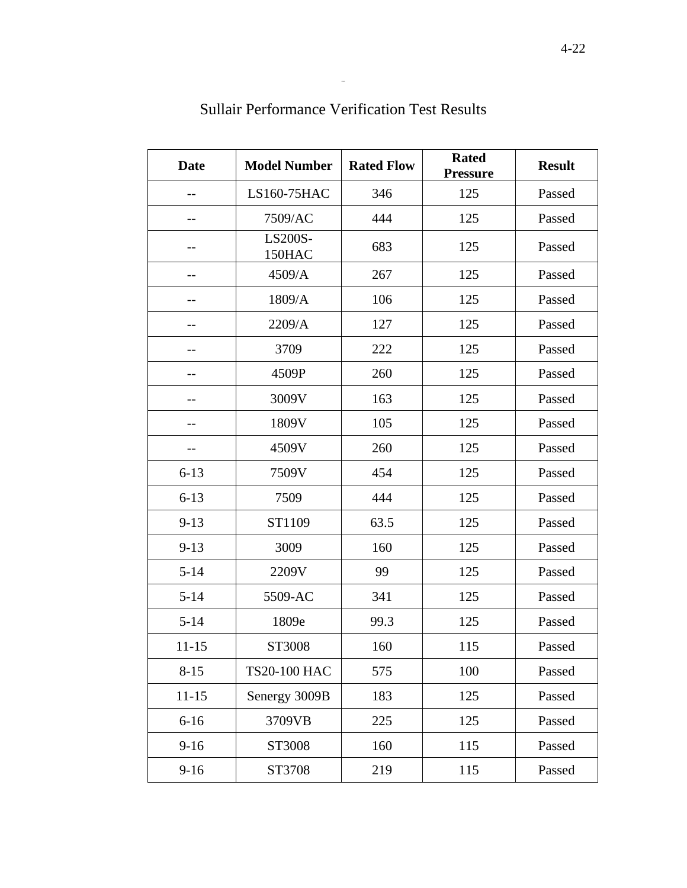# Sullair Performance Verification Test Results

| Date | Model Number | Rated Flow | Rated Pressure | Result |
|---|---|---|---|---|
| -- | LS160-75HAC | 346 | 125 | Passed |
| -- | 7509/AC | 444 | 125 | Passed |
| -- | LS200S-150HAC | 683 | 125 | Passed |
| -- | 4509/A | 267 | 125 | Passed |
| -- | 1809/A | 106 | 125 | Passed |
| -- | 2209/A | 127 | 125 | Passed |
| -- | 3709 | 222 | 125 | Passed |
| -- | 4509P | 260 | 125 | Passed |
| -- | 3009V | 163 | 125 | Passed |
| -- | 1809V | 105 | 125 | Passed |
| -- | 4509V | 260 | 125 | Passed |
| 6-13 | 7509V | 454 | 125 | Passed |
| 6-13 | 7509 | 444 | 125 | Passed |
| 9-13 | ST1109 | 63.5 | 125 | Passed |
| 9-13 | 3009 | 160 | 125 | Passed |
| 5-14 | 2209V | 99 | 125 | Passed |
| 5-14 | 5509-AC | 341 | 125 | Passed |
| 5-14 | 1809e | 99.3 | 125 | Passed |
| 11-15 | ST3008 | 160 | 115 | Passed |
| 8-15 | TS20-100 HAC | 575 | 100 | Passed |
| 11-15 | Senergy 3009B | 183 | 125 | Passed |
| 6-16 | 3709VB | 225 | 125 | Passed |
| 9-16 | ST3008 | 160 | 115 | Passed |
| 9-16 | ST3708 | 219 | 115 | Passed |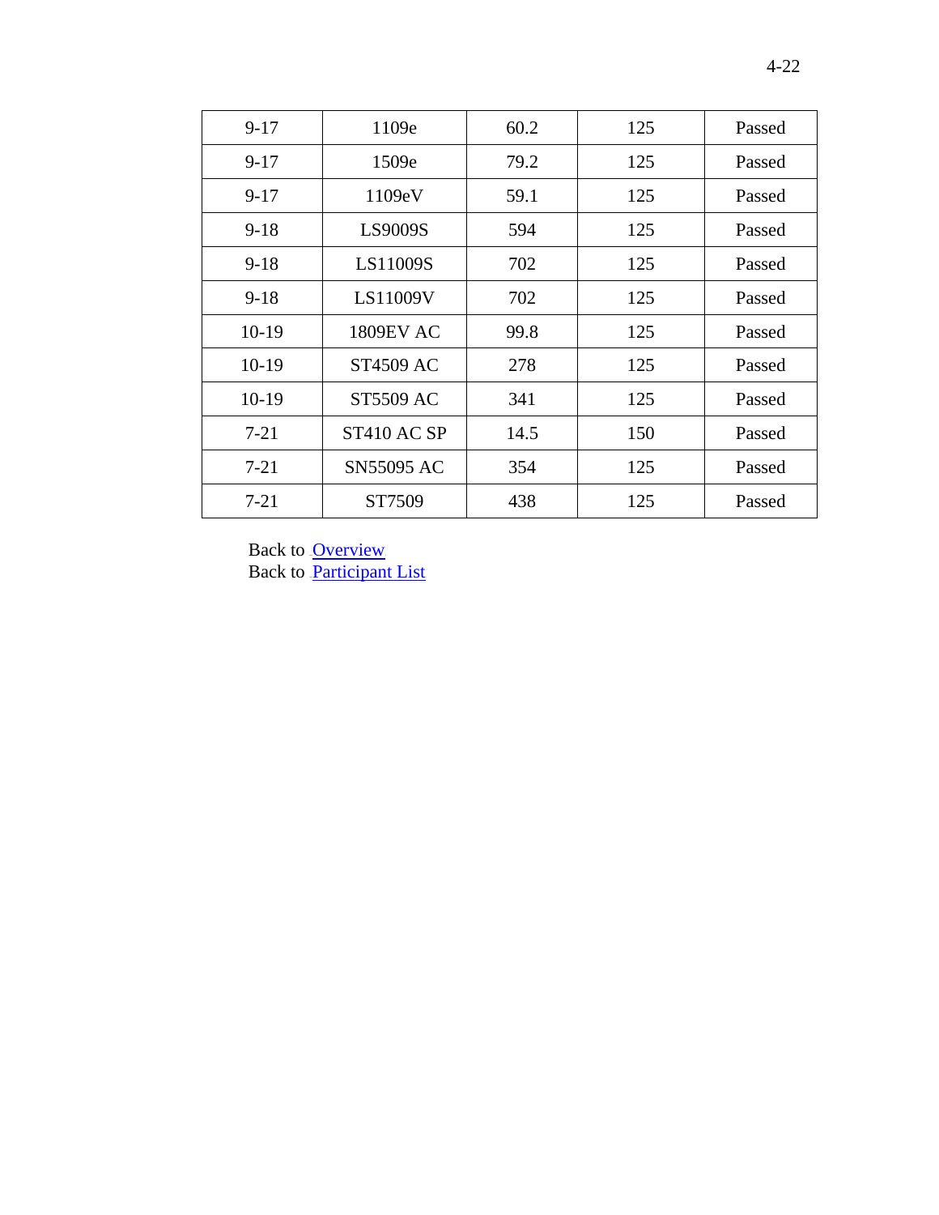| | | | | |
|---|---|---|---|---|
| 9-17 | 1109e | 60.2 | 125 | Passed |
| 9-17 | 1509e | 79.2 | 125 | Passed |
| 9-17 | 1109eV | 59.1 | 125 | Passed |
| 9-18 | LS9009S | 594 | 125 | Passed |
| 9-18 | LS11009S | 702 | 125 | Passed |
| 9-18 | LS11009V | 702 | 125 | Passed |
| 10-19 | 1809EV AC | 99.8 | 125 | Passed |
| 10-19 | ST4509 AC | 278 | 125 | Passed |
| 10-19 | ST5509 AC | 341 | 125 | Passed |
| 7-21 | ST410 AC SP | 14.5 | 150 | Passed |
| 7-21 | SN55095 AC | 354 | 125 | Passed |
| 7-21 | ST7509 | 438 | 125 | Passed |

Back to Overview
Back to Participant List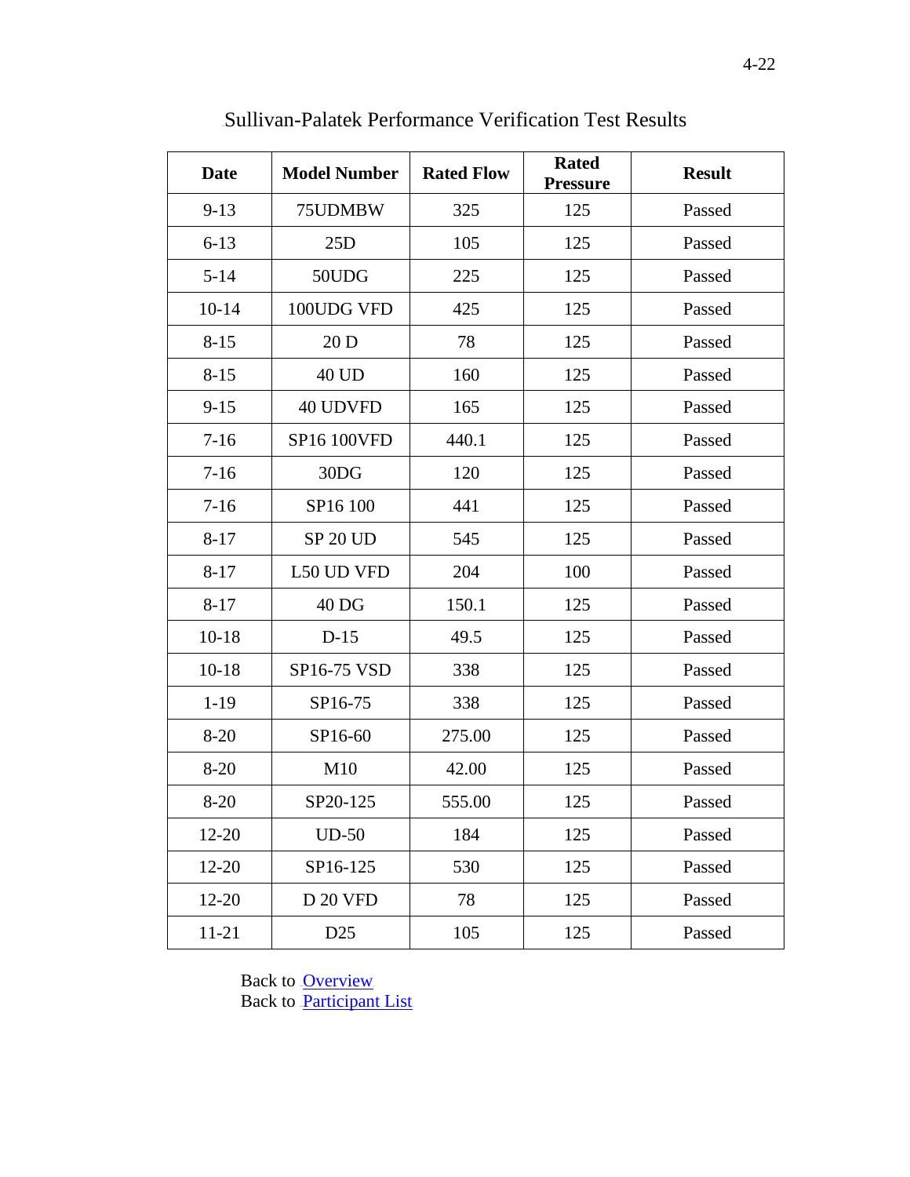# Sullivan-Palatek Performance Verification Test Results

| Date | Model Number | Rated Flow | Rated Pressure | Result |
|---|---|---|---|---|
| 9-13 | 75UDMBW | 325 | 125 | Passed |
| 6-13 | 25D | 105 | 125 | Passed |
| 5-14 | 50UDG | 225 | 125 | Passed |
| 10-14 | 100UDG VFD | 425 | 125 | Passed |
| 8-15 | 20 D | 78 | 125 | Passed |
| 8-15 | 40 UD | 160 | 125 | Passed |
| 9-15 | 40 UDVFD | 165 | 125 | Passed |
| 7-16 | SP16 100VFD | 440.1 | 125 | Passed |
| 7-16 | 30DG | 120 | 125 | Passed |
| 7-16 | SP16 100 | 441 | 125 | Passed |
| 8-17 | SP 20 UD | 545 | 125 | Passed |
| 8-17 | L50 UD VFD | 204 | 100 | Passed |
| 8-17 | 40 DG | 150.1 | 125 | Passed |
| 10-18 | D-15 | 49.5 | 125 | Passed |
| 10-18 | SP16-75 VSD | 338 | 125 | Passed |
| 1-19 | SP16-75 | 338 | 125 | Passed |
| 8-20 | SP16-60 | 275.00 | 125 | Passed |
| 8-20 | M10 | 42.00 | 125 | Passed |
| 8-20 | SP20-125 | 555.00 | 125 | Passed |
| 12-20 | UD-50 | 184 | 125 | Passed |
| 12-20 | SP16-125 | 530 | 125 | Passed |
| 12-20 | D 20 VFD | 78 | 125 | Passed |
| 11-21 | D25 | 105 | 125 | Passed |

Back to Overview
Back to Participant List